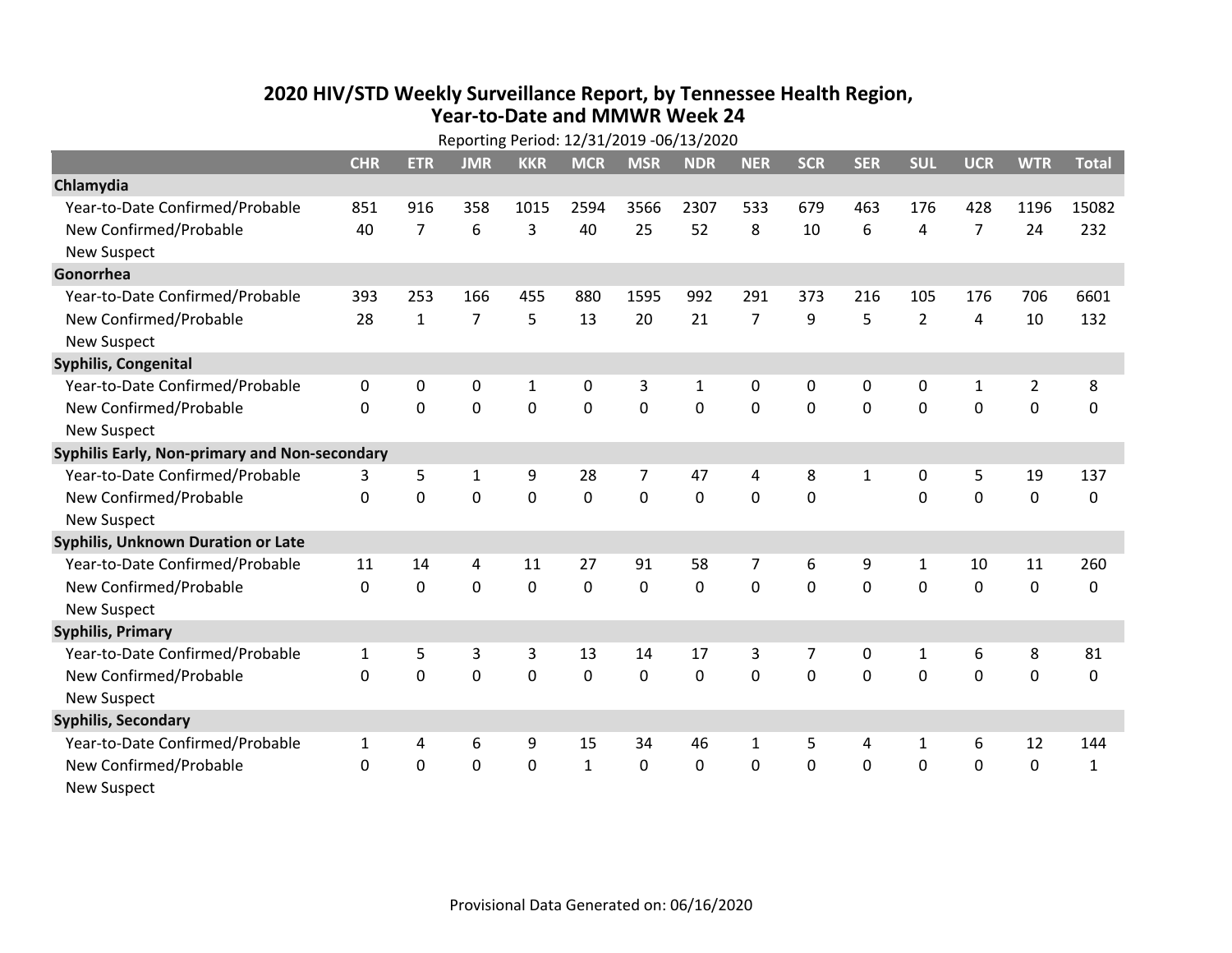# 2020 HIV/STD Weekly Surveillance Report, by Tennessee Health Region, Year-to-Date and MMWR Week 24

Reporting Period: 12/31/2019 -06/13/2020

| | CHR | ETR | JMR | KKR | MCR | MSR | NDR | NER | SCR | SER | SUL | UCR | WTR | Total |
|---|---|---|---|---|---|---|---|---|---|---|---|---|---|---|
| **Chlamydia** | | | | | | | | | | | | | | |
| Year-to-Date Confirmed/Probable | 851 | 916 | 358 | 1015 | 2594 | 3566 | 2307 | 533 | 679 | 463 | 176 | 428 | 1196 | 15082 |
| New Confirmed/Probable | 40 | 7 | 6 | 3 | 40 | 25 | 52 | 8 | 10 | 6 | 4 | 7 | 24 | 232 |
| New Suspect | | | | | | | | | | | | | | |
| **Gonorrhea** | | | | | | | | | | | | | | |
| Year-to-Date Confirmed/Probable | 393 | 253 | 166 | 455 | 880 | 1595 | 992 | 291 | 373 | 216 | 105 | 176 | 706 | 6601 |
| New Confirmed/Probable | 28 | 1 | 7 | 5 | 13 | 20 | 21 | 7 | 9 | 5 | 2 | 4 | 10 | 132 |
| New Suspect | | | | | | | | | | | | | | |
| **Syphilis, Congenital** | | | | | | | | | | | | | | |
| Year-to-Date Confirmed/Probable | 0 | 0 | 0 | 1 | 0 | 3 | 1 | 0 | 0 | 0 | 0 | 1 | 2 | 8 |
| New Confirmed/Probable | 0 | 0 | 0 | 0 | 0 | 0 | 0 | 0 | 0 | 0 | 0 | 0 | 0 | 0 |
| New Suspect | | | | | | | | | | | | | | |
| **Syphilis Early, Non-primary and Non-secondary** | | | | | | | | | | | | | | |
| Year-to-Date Confirmed/Probable | 3 | 5 | 1 | 9 | 28 | 7 | 47 | 4 | 8 | 1 | 0 | 5 | 19 | 137 |
| New Confirmed/Probable | 0 | 0 | 0 | 0 | 0 | 0 | 0 | 0 | 0 | | 0 | 0 | 0 | 0 |
| New Suspect | | | | | | | | | | | | | | |
| **Syphilis, Unknown Duration or Late** | | | | | | | | | | | | | | |
| Year-to-Date Confirmed/Probable | 11 | 14 | 4 | 11 | 27 | 91 | 58 | 7 | 6 | 9 | 1 | 10 | 11 | 260 |
| New Confirmed/Probable | 0 | 0 | 0 | 0 | 0 | 0 | 0 | 0 | 0 | 0 | 0 | 0 | 0 | 0 |
| New Suspect | | | | | | | | | | | | | | |
| **Syphilis, Primary** | | | | | | | | | | | | | | |
| Year-to-Date Confirmed/Probable | 1 | 5 | 3 | 3 | 13 | 14 | 17 | 3 | 7 | 0 | 1 | 6 | 8 | 81 |
| New Confirmed/Probable | 0 | 0 | 0 | 0 | 0 | 0 | 0 | 0 | 0 | 0 | 0 | 0 | 0 | 0 |
| New Suspect | | | | | | | | | | | | | | |
| **Syphilis, Secondary** | | | | | | | | | | | | | | |
| Year-to-Date Confirmed/Probable | 1 | 4 | 6 | 9 | 15 | 34 | 46 | 1 | 5 | 4 | 1 | 6 | 12 | 144 |
| New Confirmed/Probable | 0 | 0 | 0 | 0 | 1 | 0 | 0 | 0 | 0 | 0 | 0 | 0 | 0 | 1 |
| New Suspect | | | | | | | | | | | | | | |

Provisional Data Generated on: 06/16/2020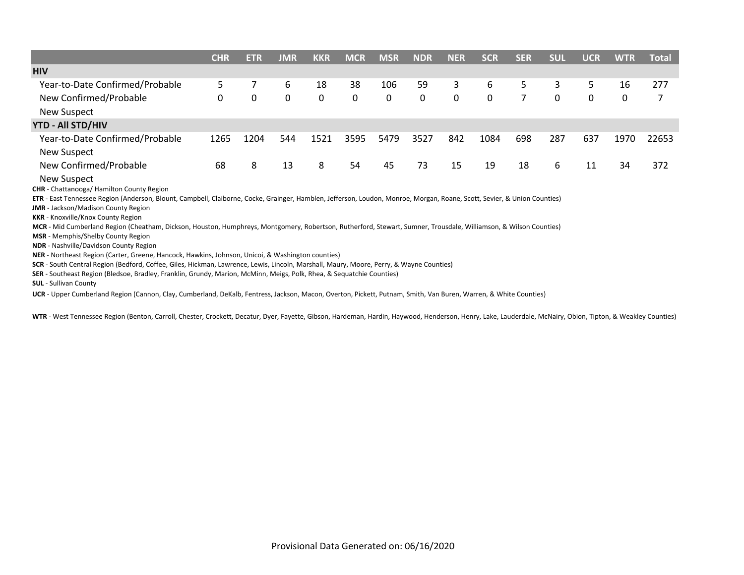| | CHR | ETR | JMR | KKR | MCR | MSR | NDR | NER | SCR | SER | SUL | UCR | WTR | Total |
|---|---|---|---|---|---|---|---|---|---|---|---|---|---|---|
| **HIV** | | | | | | | | | | | | | | |
| Year-to-Date Confirmed/Probable | 5 | 7 | 6 | 18 | 38 | 106 | 59 | 3 | 6 | 5 | 3 | 5 | 16 | 277 |
| New Confirmed/Probable | 0 | 0 | 0 | 0 | 0 | 0 | 0 | 0 | 0 | 7 | 0 | 0 | 0 | 7 |
| New Suspect | | | | | | | | | | | | | | |
| **YTD - All STD/HIV** | | | | | | | | | | | | | | |
| Year-to-Date Confirmed/Probable | 1265 | 1204 | 544 | 1521 | 3595 | 5479 | 3527 | 842 | 1084 | 698 | 287 | 637 | 1970 | 22653 |
| New Suspect | | | | | | | | | | | | | | |
| New Confirmed/Probable | 68 | 8 | 13 | 8 | 54 | 45 | 73 | 15 | 19 | 18 | 6 | 11 | 34 | 372 |
| New Suspect | | | | | | | | | | | | | | |

**CHR** - Chattanooga/ Hamilton County Region

**ETR** - East Tennessee Region (Anderson, Blount, Campbell, Claiborne, Cocke, Grainger, Hamblen, Jefferson, Loudon, Monroe, Morgan, Roane, Scott, Sevier, & Union Counties)

**JMR** - Jackson/Madison County Region

**KKR** - Knoxville/Knox County Region

**MCR** - Mid Cumberland Region (Cheatham, Dickson, Houston, Humphreys, Montgomery, Robertson, Rutherford, Stewart, Sumner, Trousdale, Williamson, & Wilson Counties)

**MSR** - Memphis/Shelby County Region

**NDR** - Nashville/Davidson County Region

**NER** - Northeast Region (Carter, Greene, Hancock, Hawkins, Johnson, Unicoi, & Washington counties)

**SCR** - South Central Region (Bedford, Coffee, Giles, Hickman, Lawrence, Lewis, Lincoln, Marshall, Maury, Moore, Perry, & Wayne Counties)

**SER** - Southeast Region (Bledsoe, Bradley, Franklin, Grundy, Marion, McMinn, Meigs, Polk, Rhea, & Sequatchie Counties)

**SUL** - Sullivan County

**UCR** - Upper Cumberland Region (Cannon, Clay, Cumberland, DeKalb, Fentress, Jackson, Macon, Overton, Pickett, Putnam, Smith, Van Buren, Warren, & White Counties)

**WTR** - West Tennessee Region (Benton, Carroll, Chester, Crockett, Decatur, Dyer, Fayette, Gibson, Hardeman, Hardin, Haywood, Henderson, Henry, Lake, Lauderdale, McNairy, Obion, Tipton, & Weakley Counties)

Provisional Data Generated on: 06/16/2020